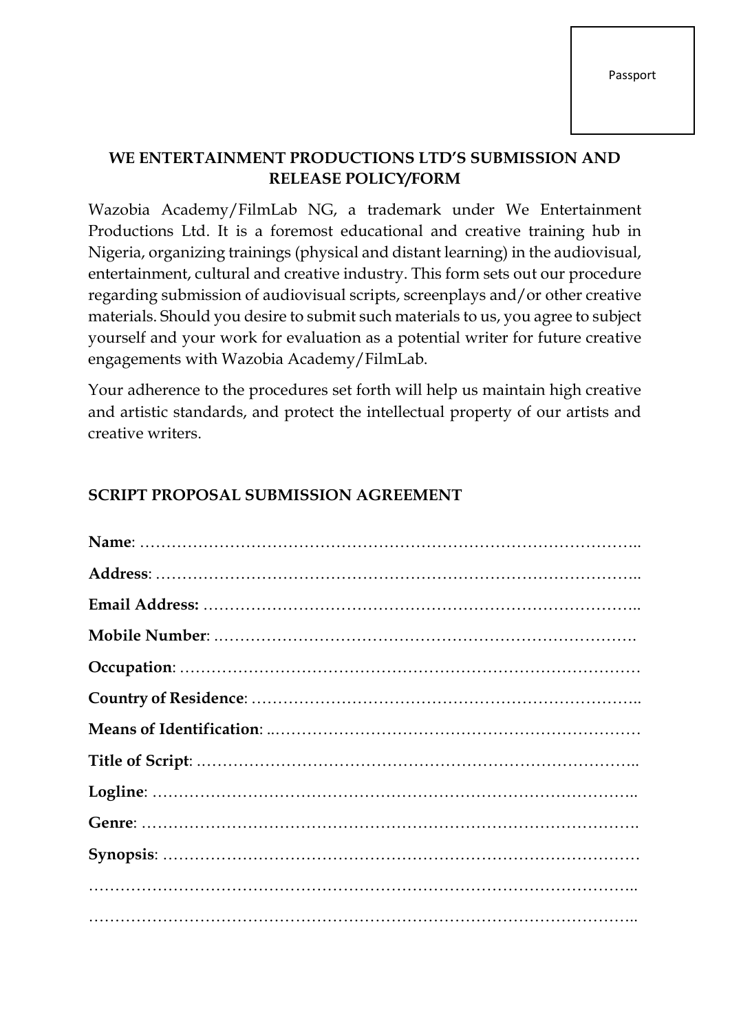Passport

**WE ENTERTAINMENT PRODUCTIONS LTD'S SUBMISSION AND RELEASE POLICY/FORM**

Wazobia Academy/FilmLab NG, a trademark under We Entertainment Productions Ltd. It is a foremost educational and creative training hub in Nigeria, organizing trainings (physical and distant learning) in the audiovisual, entertainment, cultural and creative industry. This form sets out our procedure regarding submission of audiovisual scripts, screenplays and/or other creative materials. Should you desire to submit such materials to us, you agree to subject yourself and your work for evaluation as a potential writer for future creative engagements with Wazobia Academy/FilmLab.

Your adherence to the procedures set forth will help us maintain high creative and artistic standards, and protect the intellectual property of our artists and creative writers.

## SCRIPT PROPOSAL SUBMISSION AGREEMENT

**Name**: …………………………………………………………………………………..

**Address**: ……………………………………………………………………………..

**Email Address:** ……………………………………………………………………..

**Mobile Number**: ………………………………………………………………….

**Occupation**: …………………………………………………………………………

**Country of Residence**: ……………………………………………………………..

**Means of Identification**: ..…………………………………………………………

**Title of Script**: ……………………………………………………………………..

**Logline**: ……………………………………………………………………………..

**Genre**: ……………………………………………………………………………….

**Synopsis**: ……………………………………………………………………………

…………………………………………………………………………………………..

…………………………………………………………………………………………..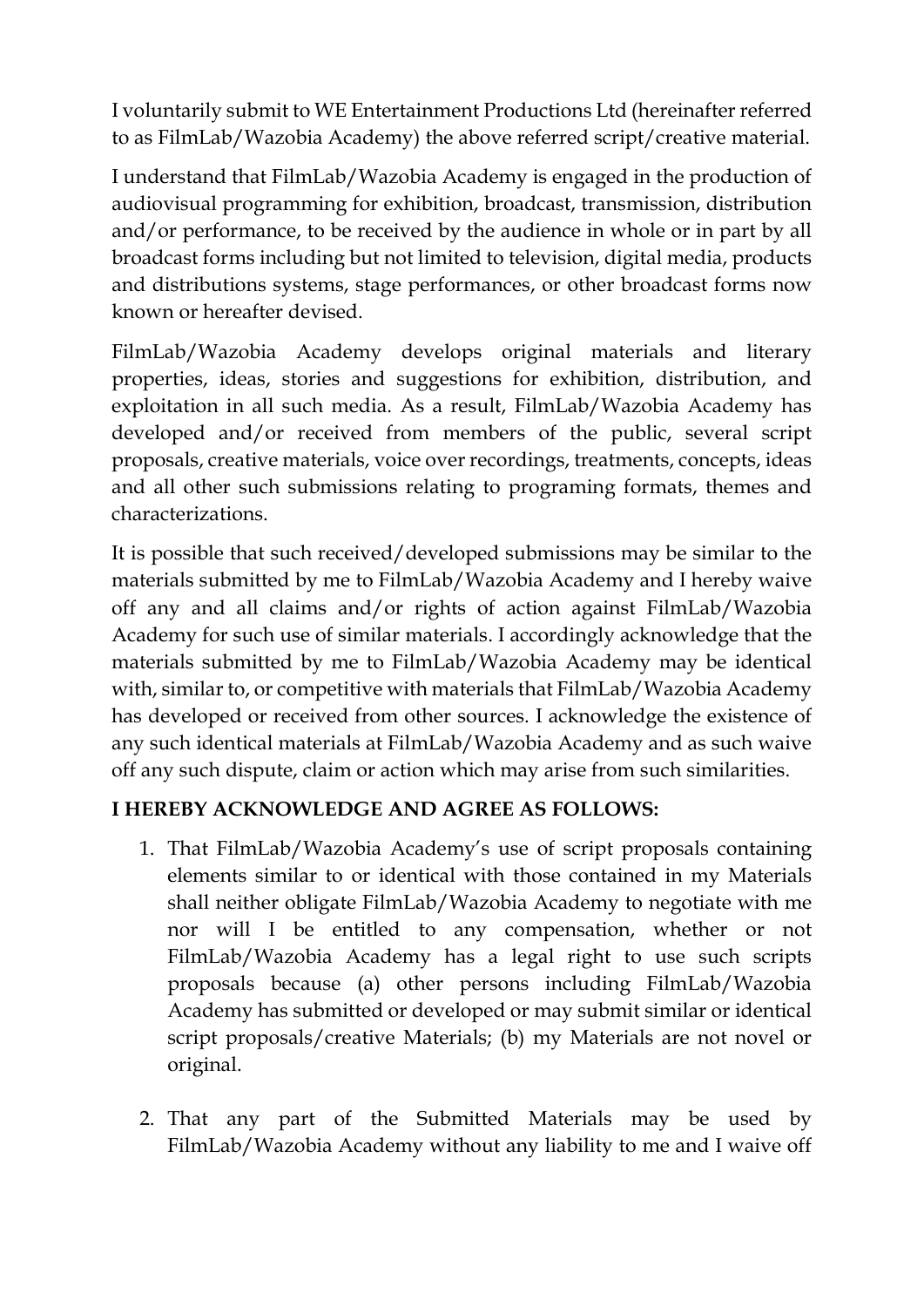I voluntarily submit to WE Entertainment Productions Ltd (hereinafter referred to as FilmLab/Wazobia Academy) the above referred script/creative material.

I understand that FilmLab/Wazobia Academy is engaged in the production of audiovisual programming for exhibition, broadcast, transmission, distribution and/or performance, to be received by the audience in whole or in part by all broadcast forms including but not limited to television, digital media, products and distributions systems, stage performances, or other broadcast forms now known or hereafter devised.

FilmLab/Wazobia Academy develops original materials and literary properties, ideas, stories and suggestions for exhibition, distribution, and exploitation in all such media. As a result, FilmLab/Wazobia Academy has developed and/or received from members of the public, several script proposals, creative materials, voice over recordings, treatments, concepts, ideas and all other such submissions relating to programing formats, themes and characterizations.

It is possible that such received/developed submissions may be similar to the materials submitted by me to FilmLab/Wazobia Academy and I hereby waive off any and all claims and/or rights of action against FilmLab/Wazobia Academy for such use of similar materials. I accordingly acknowledge that the materials submitted by me to FilmLab/Wazobia Academy may be identical with, similar to, or competitive with materials that FilmLab/Wazobia Academy has developed or received from other sources. I acknowledge the existence of any such identical materials at FilmLab/Wazobia Academy and as such waive off any such dispute, claim or action which may arise from such similarities.

**I HEREBY ACKNOWLEDGE AND AGREE AS FOLLOWS:**

1. That FilmLab/Wazobia Academy's use of script proposals containing elements similar to or identical with those contained in my Materials shall neither obligate FilmLab/Wazobia Academy to negotiate with me nor will I be entitled to any compensation, whether or not FilmLab/Wazobia Academy has a legal right to use such scripts proposals because (a) other persons including FilmLab/Wazobia Academy has submitted or developed or may submit similar or identical script proposals/creative Materials; (b) my Materials are not novel or original.

2. That any part of the Submitted Materials may be used by FilmLab/Wazobia Academy without any liability to me and I waive off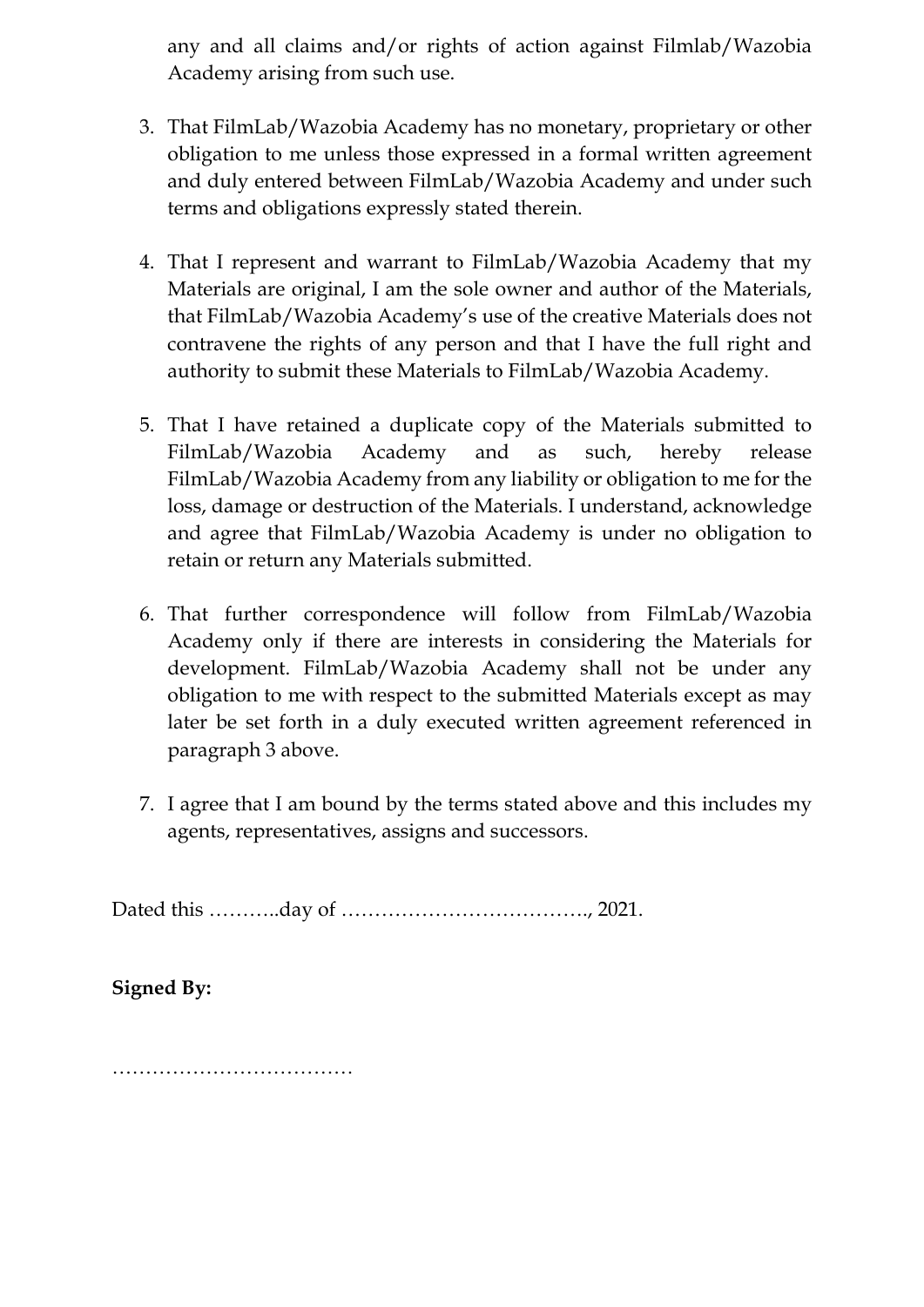any and all claims and/or rights of action against Filmlab/Wazobia Academy arising from such use.

3. That FilmLab/Wazobia Academy has no monetary, proprietary or other obligation to me unless those expressed in a formal written agreement and duly entered between FilmLab/Wazobia Academy and under such terms and obligations expressly stated therein.

4. That I represent and warrant to FilmLab/Wazobia Academy that my Materials are original, I am the sole owner and author of the Materials, that FilmLab/Wazobia Academy's use of the creative Materials does not contravene the rights of any person and that I have the full right and authority to submit these Materials to FilmLab/Wazobia Academy.

5. That I have retained a duplicate copy of the Materials submitted to FilmLab/Wazobia Academy and as such, hereby release FilmLab/Wazobia Academy from any liability or obligation to me for the loss, damage or destruction of the Materials. I understand, acknowledge and agree that FilmLab/Wazobia Academy is under no obligation to retain or return any Materials submitted.

6. That further correspondence will follow from FilmLab/Wazobia Academy only if there are interests in considering the Materials for development. FilmLab/Wazobia Academy shall not be under any obligation to me with respect to the submitted Materials except as may later be set forth in a duly executed written agreement referenced in paragraph 3 above.

7. I agree that I am bound by the terms stated above and this includes my agents, representatives, assigns and successors.

Dated this ………..day of ……………………………….., 2021.

**Signed By:**

………………………………